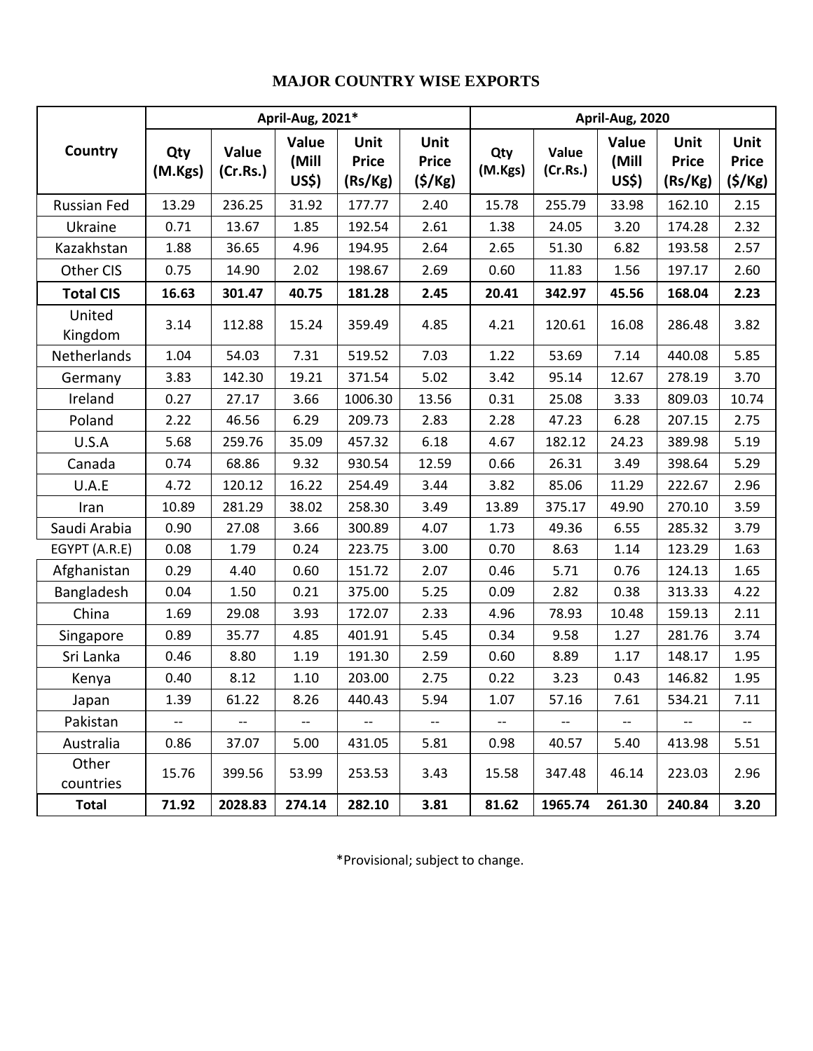## MAJOR COUNTRY WISE EXPORTS

| Country | April-Aug, 2021* | | | | | April-Aug, 2020 | | | | |
|---|---|---|---|---|---|---|---|---|---|---|
| | Qty (M.Kgs) | Value (Cr.Rs.) | Value (Mill US$) | Unit Price (Rs/Kg) | Unit Price ($/Kg) | Qty (M.Kgs) | Value (Cr.Rs.) | Value (Mill US$) | Unit Price (Rs/Kg) | Unit Price ($/Kg) |
| Russian Fed | 13.29 | 236.25 | 31.92 | 177.77 | 2.40 | 15.78 | 255.79 | 33.98 | 162.10 | 2.15 |
| Ukraine | 0.71 | 13.67 | 1.85 | 192.54 | 2.61 | 1.38 | 24.05 | 3.20 | 174.28 | 2.32 |
| Kazakhstan | 1.88 | 36.65 | 4.96 | 194.95 | 2.64 | 2.65 | 51.30 | 6.82 | 193.58 | 2.57 |
| Other CIS | 0.75 | 14.90 | 2.02 | 198.67 | 2.69 | 0.60 | 11.83 | 1.56 | 197.17 | 2.60 |
| **Total CIS** | **16.63** | **301.47** | **40.75** | **181.28** | **2.45** | **20.41** | **342.97** | **45.56** | **168.04** | **2.23** |
| United Kingdom | 3.14 | 112.88 | 15.24 | 359.49 | 4.85 | 4.21 | 120.61 | 16.08 | 286.48 | 3.82 |
| Netherlands | 1.04 | 54.03 | 7.31 | 519.52 | 7.03 | 1.22 | 53.69 | 7.14 | 440.08 | 5.85 |
| Germany | 3.83 | 142.30 | 19.21 | 371.54 | 5.02 | 3.42 | 95.14 | 12.67 | 278.19 | 3.70 |
| Ireland | 0.27 | 27.17 | 3.66 | 1006.30 | 13.56 | 0.31 | 25.08 | 3.33 | 809.03 | 10.74 |
| Poland | 2.22 | 46.56 | 6.29 | 209.73 | 2.83 | 2.28 | 47.23 | 6.28 | 207.15 | 2.75 |
| U.S.A | 5.68 | 259.76 | 35.09 | 457.32 | 6.18 | 4.67 | 182.12 | 24.23 | 389.98 | 5.19 |
| Canada | 0.74 | 68.86 | 9.32 | 930.54 | 12.59 | 0.66 | 26.31 | 3.49 | 398.64 | 5.29 |
| U.A.E | 4.72 | 120.12 | 16.22 | 254.49 | 3.44 | 3.82 | 85.06 | 11.29 | 222.67 | 2.96 |
| Iran | 10.89 | 281.29 | 38.02 | 258.30 | 3.49 | 13.89 | 375.17 | 49.90 | 270.10 | 3.59 |
| Saudi Arabia | 0.90 | 27.08 | 3.66 | 300.89 | 4.07 | 1.73 | 49.36 | 6.55 | 285.32 | 3.79 |
| EGYPT (A.R.E) | 0.08 | 1.79 | 0.24 | 223.75 | 3.00 | 0.70 | 8.63 | 1.14 | 123.29 | 1.63 |
| Afghanistan | 0.29 | 4.40 | 0.60 | 151.72 | 2.07 | 0.46 | 5.71 | 0.76 | 124.13 | 1.65 |
| Bangladesh | 0.04 | 1.50 | 0.21 | 375.00 | 5.25 | 0.09 | 2.82 | 0.38 | 313.33 | 4.22 |
| China | 1.69 | 29.08 | 3.93 | 172.07 | 2.33 | 4.96 | 78.93 | 10.48 | 159.13 | 2.11 |
| Singapore | 0.89 | 35.77 | 4.85 | 401.91 | 5.45 | 0.34 | 9.58 | 1.27 | 281.76 | 3.74 |
| Sri Lanka | 0.46 | 8.80 | 1.19 | 191.30 | 2.59 | 0.60 | 8.89 | 1.17 | 148.17 | 1.95 |
| Kenya | 0.40 | 8.12 | 1.10 | 203.00 | 2.75 | 0.22 | 3.23 | 0.43 | 146.82 | 1.95 |
| Japan | 1.39 | 61.22 | 8.26 | 440.43 | 5.94 | 1.07 | 57.16 | 7.61 | 534.21 | 7.11 |
| Pakistan | -- | -- | -- | -- | -- | -- | -- | -- | -- | -- |
| Australia | 0.86 | 37.07 | 5.00 | 431.05 | 5.81 | 0.98 | 40.57 | 5.40 | 413.98 | 5.51 |
| Other countries | 15.76 | 399.56 | 53.99 | 253.53 | 3.43 | 15.58 | 347.48 | 46.14 | 223.03 | 2.96 |
| **Total** | **71.92** | **2028.83** | **274.14** | **282.10** | **3.81** | **81.62** | **1965.74** | **261.30** | **240.84** | **3.20** |

*Provisional; subject to change.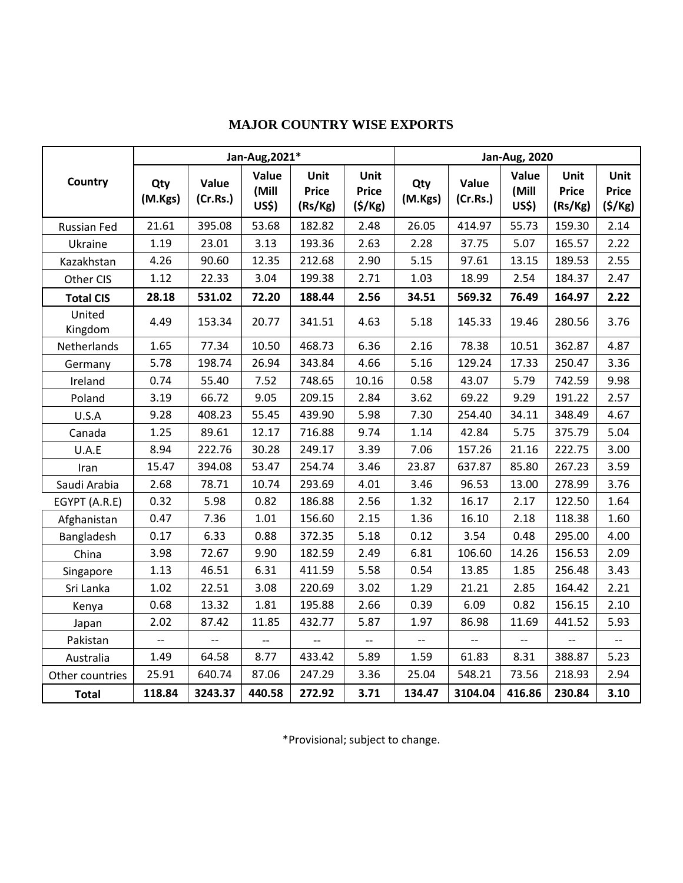## MAJOR COUNTRY WISE EXPORTS

| Country | Jan-Aug,2021* | | | | | Jan-Aug, 2020 | | | | |
|---|---|---|---|---|---|---|---|---|---|---|
| | Qty (M.Kgs) | Value (Cr.Rs.) | Value (Mill US$) | Unit Price (Rs/Kg) | Unit Price ($/Kg) | Qty (M.Kgs) | Value (Cr.Rs.) | Value (Mill US$) | Unit Price (Rs/Kg) | Unit Price ($/Kg) |
| Russian Fed | 21.61 | 395.08 | 53.68 | 182.82 | 2.48 | 26.05 | 414.97 | 55.73 | 159.30 | 2.14 |
| Ukraine | 1.19 | 23.01 | 3.13 | 193.36 | 2.63 | 2.28 | 37.75 | 5.07 | 165.57 | 2.22 |
| Kazakhstan | 4.26 | 90.60 | 12.35 | 212.68 | 2.90 | 5.15 | 97.61 | 13.15 | 189.53 | 2.55 |
| Other CIS | 1.12 | 22.33 | 3.04 | 199.38 | 2.71 | 1.03 | 18.99 | 2.54 | 184.37 | 2.47 |
| **Total CIS** | **28.18** | **531.02** | **72.20** | **188.44** | **2.56** | **34.51** | **569.32** | **76.49** | **164.97** | **2.22** |
| United Kingdom | 4.49 | 153.34 | 20.77 | 341.51 | 4.63 | 5.18 | 145.33 | 19.46 | 280.56 | 3.76 |
| Netherlands | 1.65 | 77.34 | 10.50 | 468.73 | 6.36 | 2.16 | 78.38 | 10.51 | 362.87 | 4.87 |
| Germany | 5.78 | 198.74 | 26.94 | 343.84 | 4.66 | 5.16 | 129.24 | 17.33 | 250.47 | 3.36 |
| Ireland | 0.74 | 55.40 | 7.52 | 748.65 | 10.16 | 0.58 | 43.07 | 5.79 | 742.59 | 9.98 |
| Poland | 3.19 | 66.72 | 9.05 | 209.15 | 2.84 | 3.62 | 69.22 | 9.29 | 191.22 | 2.57 |
| U.S.A | 9.28 | 408.23 | 55.45 | 439.90 | 5.98 | 7.30 | 254.40 | 34.11 | 348.49 | 4.67 |
| Canada | 1.25 | 89.61 | 12.17 | 716.88 | 9.74 | 1.14 | 42.84 | 5.75 | 375.79 | 5.04 |
| U.A.E | 8.94 | 222.76 | 30.28 | 249.17 | 3.39 | 7.06 | 157.26 | 21.16 | 222.75 | 3.00 |
| Iran | 15.47 | 394.08 | 53.47 | 254.74 | 3.46 | 23.87 | 637.87 | 85.80 | 267.23 | 3.59 |
| Saudi Arabia | 2.68 | 78.71 | 10.74 | 293.69 | 4.01 | 3.46 | 96.53 | 13.00 | 278.99 | 3.76 |
| EGYPT (A.R.E) | 0.32 | 5.98 | 0.82 | 186.88 | 2.56 | 1.32 | 16.17 | 2.17 | 122.50 | 1.64 |
| Afghanistan | 0.47 | 7.36 | 1.01 | 156.60 | 2.15 | 1.36 | 16.10 | 2.18 | 118.38 | 1.60 |
| Bangladesh | 0.17 | 6.33 | 0.88 | 372.35 | 5.18 | 0.12 | 3.54 | 0.48 | 295.00 | 4.00 |
| China | 3.98 | 72.67 | 9.90 | 182.59 | 2.49 | 6.81 | 106.60 | 14.26 | 156.53 | 2.09 |
| Singapore | 1.13 | 46.51 | 6.31 | 411.59 | 5.58 | 0.54 | 13.85 | 1.85 | 256.48 | 3.43 |
| Sri Lanka | 1.02 | 22.51 | 3.08 | 220.69 | 3.02 | 1.29 | 21.21 | 2.85 | 164.42 | 2.21 |
| Kenya | 0.68 | 13.32 | 1.81 | 195.88 | 2.66 | 0.39 | 6.09 | 0.82 | 156.15 | 2.10 |
| Japan | 2.02 | 87.42 | 11.85 | 432.77 | 5.87 | 1.97 | 86.98 | 11.69 | 441.52 | 5.93 |
| Pakistan | -- | -- | -- | -- | -- | -- | -- | -- | -- | -- |
| Australia | 1.49 | 64.58 | 8.77 | 433.42 | 5.89 | 1.59 | 61.83 | 8.31 | 388.87 | 5.23 |
| Other countries | 25.91 | 640.74 | 87.06 | 247.29 | 3.36 | 25.04 | 548.21 | 73.56 | 218.93 | 2.94 |
| **Total** | **118.84** | **3243.37** | **440.58** | **272.92** | **3.71** | **134.47** | **3104.04** | **416.86** | **230.84** | **3.10** |

*Provisional; subject to change.